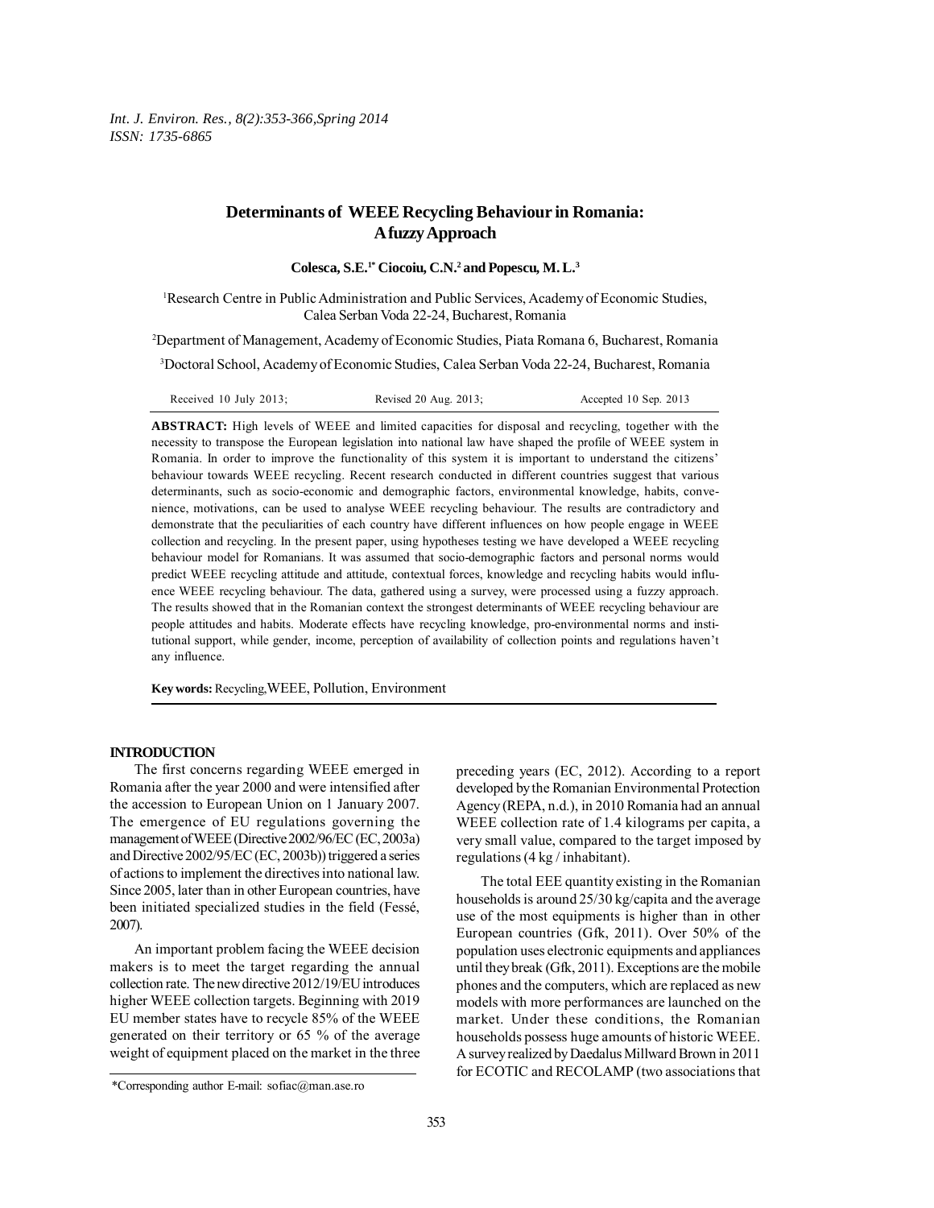# Determinants of WEEE Recycling Behaviour in Romania: A fuzzy Approach

**Colesca, S.E.[1*] Ciocoiu, C.N.[2] and Popescu, M. L.[3]**

[1]Research Centre in Public Administration and Public Services, Academy of Economic Studies, Calea Serban Voda 22-24, Bucharest, Romania

[2]Department of Management, Academy of Economic Studies, Piata Romana 6, Bucharest, Romania

[3]Doctoral School, Academy of Economic Studies, Calea Serban Voda 22-24, Bucharest, Romania

Received 10 July 2013; Revised 20 Aug. 2013; Accepted 10 Sep. 2013

**ABSTRACT:** High levels of WEEE and limited capacities for disposal and recycling, together with the necessity to transpose the European legislation into national law have shaped the profile of WEEE system in Romania. In order to improve the functionality of this system it is important to understand the citizens' behaviour towards WEEE recycling. Recent research conducted in different countries suggest that various determinants, such as socio-economic and demographic factors, environmental knowledge, habits, convenience, motivations, can be used to analyse WEEE recycling behaviour. The results are contradictory and demonstrate that the peculiarities of each country have different influences on how people engage in WEEE collection and recycling. In the present paper, using hypotheses testing we have developed a WEEE recycling behaviour model for Romanians. It was assumed that socio-demographic factors and personal norms would predict WEEE recycling attitude and attitude, contextual forces, knowledge and recycling habits would influence WEEE recycling behaviour. The data, gathered using a survey, were processed using a fuzzy approach. The results showed that in the Romanian context the strongest determinants of WEEE recycling behaviour are people attitudes and habits. Moderate effects have recycling knowledge, pro-environmental norms and institutional support, while gender, income, perception of availability of collection points and regulations haven't any influence.

**Key words:** Recycling, WEEE, Pollution, Environment

## INTRODUCTION

The first concerns regarding WEEE emerged in Romania after the year 2000 and were intensified after the accession to European Union on 1 January 2007. The emergence of EU regulations governing the management of WEEE (Directive 2002/96/EC (EC, 2003a) and Directive 2002/95/EC (EC, 2003b)) triggered a series of actions to implement the directives into national law. Since 2005, later than in other European countries, have been initiated specialized studies in the field (Fessé, 2007).

An important problem facing the WEEE decision makers is to meet the target regarding the annual collection rate. The new directive 2012/19/EU introduces higher WEEE collection targets. Beginning with 2019 EU member states have to recycle 85% of the WEEE generated on their territory or 65 % of the average weight of equipment placed on the market in the three preceding years (EC, 2012). According to a report developed by the Romanian Environmental Protection Agency (REPA, n.d.), in 2010 Romania had an annual WEEE collection rate of 1.4 kilograms per capita, a very small value, compared to the target imposed by regulations (4 kg / inhabitant).

The total EEE quantity existing in the Romanian households is around 25/30 kg/capita and the average use of the most equipments is higher than in other European countries (Gfk, 2011). Over 50% of the population uses electronic equipments and appliances until they break (Gfk, 2011). Exceptions are the mobile phones and the computers, which are replaced as new models with more performances are launched on the market. Under these conditions, the Romanian households possess huge amounts of historic WEEE. A survey realized by Daedalus Millward Brown in 2011 for ECOTIC and RECOLAMP (two associations that

*Corresponding author E-mail: sofiac@man.ase.ro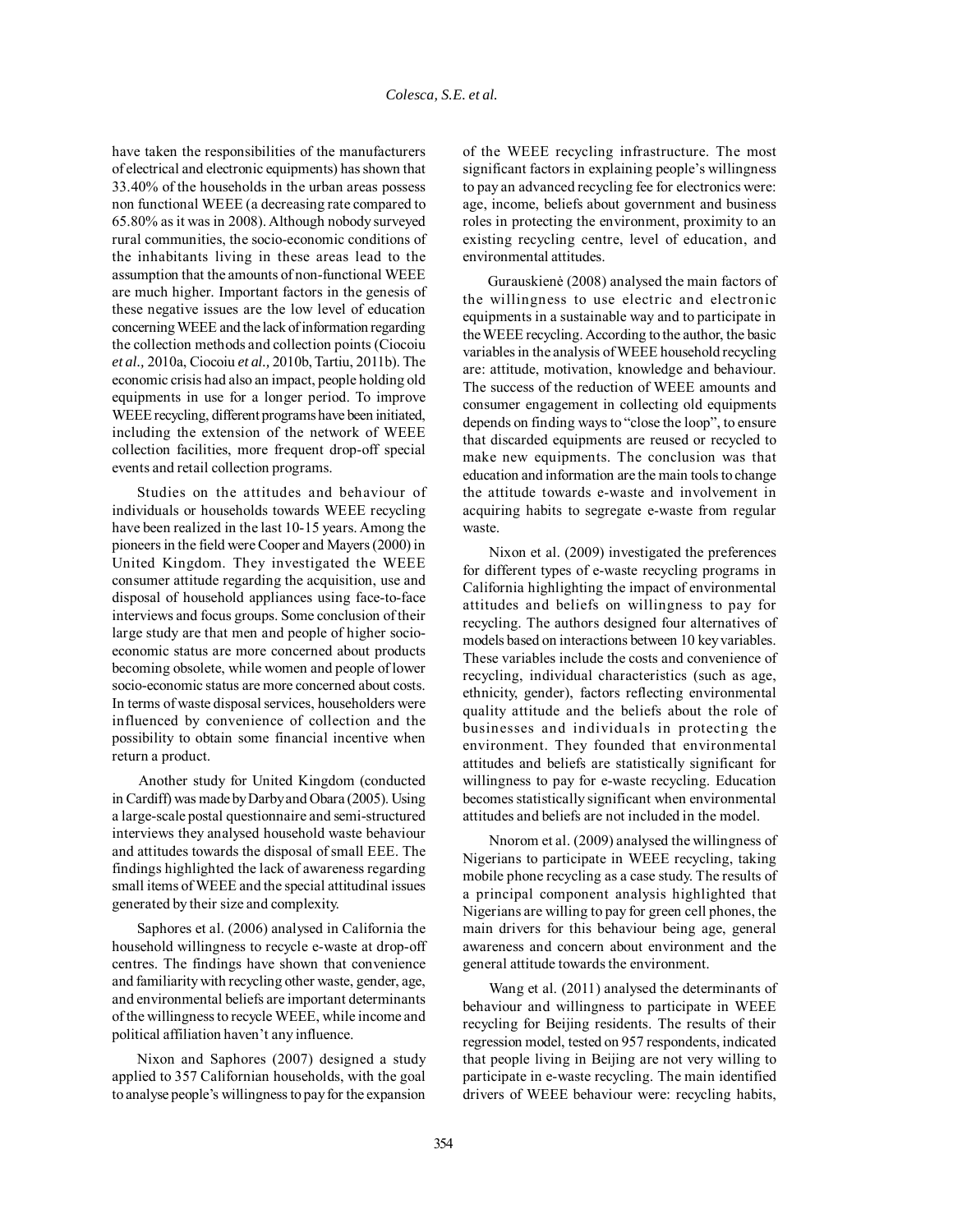have taken the responsibilities of the manufacturers of electrical and electronic equipments) has shown that 33.40% of the households in the urban areas possess non functional WEEE (a decreasing rate compared to 65.80% as it was in 2008). Although nobody surveyed rural communities, the socio-economic conditions of the inhabitants living in these areas lead to the assumption that the amounts of non-functional WEEE are much higher. Important factors in the genesis of these negative issues are the low level of education concerning WEEE and the lack of information regarding the collection methods and collection points (Ciocoiu *et al.,* 2010a, Ciocoiu *et al.,* 2010b, Tartiu, 2011b). The economic crisis had also an impact, people holding old equipments in use for a longer period. To improve WEEE recycling, different programs have been initiated, including the extension of the network of WEEE collection facilities, more frequent drop-off special events and retail collection programs.

Studies on the attitudes and behaviour of individuals or households towards WEEE recycling have been realized in the last 10-15 years. Among the pioneers in the field were Cooper and Mayers (2000) in United Kingdom. They investigated the WEEE consumer attitude regarding the acquisition, use and disposal of household appliances using face-to-face interviews and focus groups. Some conclusion of their large study are that men and people of higher socio-economic status are more concerned about products becoming obsolete, while women and people of lower socio-economic status are more concerned about costs. In terms of waste disposal services, householders were influenced by convenience of collection and the possibility to obtain some financial incentive when return a product.

Another study for United Kingdom (conducted in Cardiff) was made by Darby and Obara (2005). Using a large-scale postal questionnaire and semi-structured interviews they analysed household waste behaviour and attitudes towards the disposal of small EEE. The findings highlighted the lack of awareness regarding small items of WEEE and the special attitudinal issues generated by their size and complexity.

Saphores et al. (2006) analysed in California the household willingness to recycle e-waste at drop-off centres. The findings have shown that convenience and familiarity with recycling other waste, gender, age, and environmental beliefs are important determinants of the willingness to recycle WEEE, while income and political affiliation haven't any influence.

Nixon and Saphores (2007) designed a study applied to 357 Californian households, with the goal to analyse people's willingness to pay for the expansion of the WEEE recycling infrastructure. The most significant factors in explaining people's willingness to pay an advanced recycling fee for electronics were: age, income, beliefs about government and business roles in protecting the environment, proximity to an existing recycling centre, level of education, and environmental attitudes.

Gurauskienė (2008) analysed the main factors of the willingness to use electric and electronic equipments in a sustainable way and to participate in the WEEE recycling. According to the author, the basic variables in the analysis of WEEE household recycling are: attitude, motivation, knowledge and behaviour. The success of the reduction of WEEE amounts and consumer engagement in collecting old equipments depends on finding ways to "close the loop", to ensure that discarded equipments are reused or recycled to make new equipments. The conclusion was that education and information are the main tools to change the attitude towards e-waste and involvement in acquiring habits to segregate e-waste from regular waste.

Nixon et al. (2009) investigated the preferences for different types of e-waste recycling programs in California highlighting the impact of environmental attitudes and beliefs on willingness to pay for recycling. The authors designed four alternatives of models based on interactions between 10 key variables. These variables include the costs and convenience of recycling, individual characteristics (such as age, ethnicity, gender), factors reflecting environmental quality attitude and the beliefs about the role of businesses and individuals in protecting the environment. They founded that environmental attitudes and beliefs are statistically significant for willingness to pay for e-waste recycling. Education becomes statistically significant when environmental attitudes and beliefs are not included in the model.

Nnorom et al. (2009) analysed the willingness of Nigerians to participate in WEEE recycling, taking mobile phone recycling as a case study. The results of a principal component analysis highlighted that Nigerians are willing to pay for green cell phones, the main drivers for this behaviour being age, general awareness and concern about environment and the general attitude towards the environment.

Wang et al. (2011) analysed the determinants of behaviour and willingness to participate in WEEE recycling for Beijing residents. The results of their regression model, tested on 957 respondents, indicated that people living in Beijing are not very willing to participate in e-waste recycling. The main identified drivers of WEEE behaviour were: recycling habits,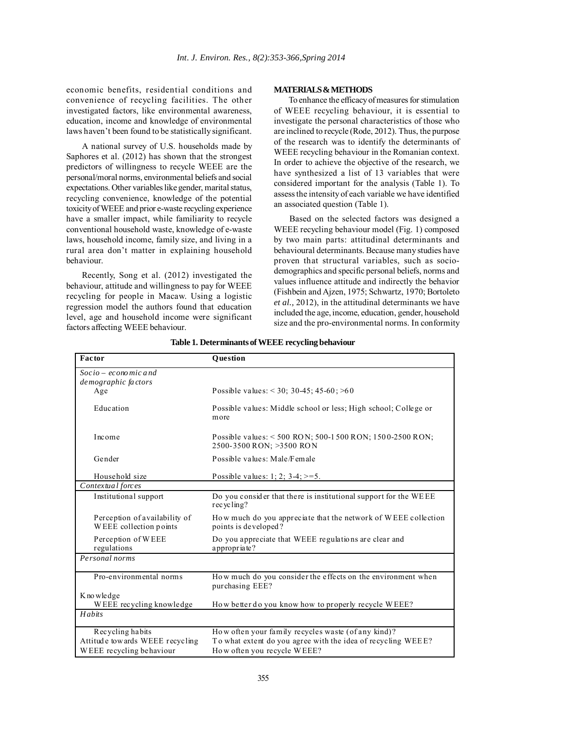economic benefits, residential conditions and convenience of recycling facilities. The other investigated factors, like environmental awareness, education, income and knowledge of environmental laws haven't been found to be statistically significant.

A national survey of U.S. households made by Saphores et al. (2012) has shown that the strongest predictors of willingness to recycle WEEE are the personal/moral norms, environmental beliefs and social expectations. Other variables like gender, marital status, recycling convenience, knowledge of the potential toxicity of WEEE and prior e-waste recycling experience have a smaller impact, while familiarity to recycle conventional household waste, knowledge of e-waste laws, household income, family size, and living in a rural area don't matter in explaining household behaviour.

Recently, Song et al. (2012) investigated the behaviour, attitude and willingness to pay for WEEE recycling for people in Macaw. Using a logistic regression model the authors found that education level, age and household income were significant factors affecting WEEE behaviour.

## MATERIALS & METHODS

To enhance the efficacy of measures for stimulation of WEEE recycling behaviour, it is essential to investigate the personal characteristics of those who are inclined to recycle (Rode, 2012). Thus, the purpose of the research was to identify the determinants of WEEE recycling behaviour in the Romanian context. In order to achieve the objective of the research, we have synthesized a list of 13 variables that were considered important for the analysis (Table 1). To assess the intensity of each variable we have identified an associated question (Table 1).

Based on the selected factors was designed a WEEE recycling behaviour model (Fig. 1) composed by two main parts: attitudinal determinants and behavioural determinants. Because many studies have proven that structural variables, such as socio-demographics and specific personal beliefs, norms and values influence attitude and indirectly the behavior (Fishbein and Ajzen, 1975; Schwartz, 1970; Bortoleto *et al.,* 2012), in the attitudinal determinants we have included the age, income, education, gender, household size and the pro-environmental norms. In conformity

**Table 1. Determinants of WEEE recycling behaviour**

| Factor | Question |
|---|---|
| *Socio – economic and demographic factors* | |
| Age | Possible values: < 30; 30-45; 45-60; >60 |
| Education | Possible values: Middle school or less; High school; College or more |
| Income | Possible values: < 500 RON; 500-1500 RON; 1500-2500 RON; 2500-3500 RON; >3500 RON |
| Gender | Possible values: Male/Female |
| Household size | Possible values: 1; 2; 3-4; >=5. |
| *Contextual forces* | |
| Institutional support | Do you consider that there is institutional support for the WEEE recycling? |
| Perception of availability of WEEE collection points | How much do you appreciate that the network of WEEE collection points is developed? |
| Perception of WEEE regulations | Do you appreciate that WEEE regulations are clear and appropriate? |
| *Personal norms* | |
| Pro-environmental norms | How much do you consider the effects on the environment when purchasing EEE? |
| Knowledge | |
| WEEE recycling knowledge | How better do you know how to properly recycle WEEE? |
| *Habits* | |
| Recycling habits | How often your family recycles waste (of any kind)? |
| Attitude towards WEEE recycling | To what extent do you agree with the idea of recycling WEEE? |
| WEEE recycling behaviour | How often you recycle WEEE? |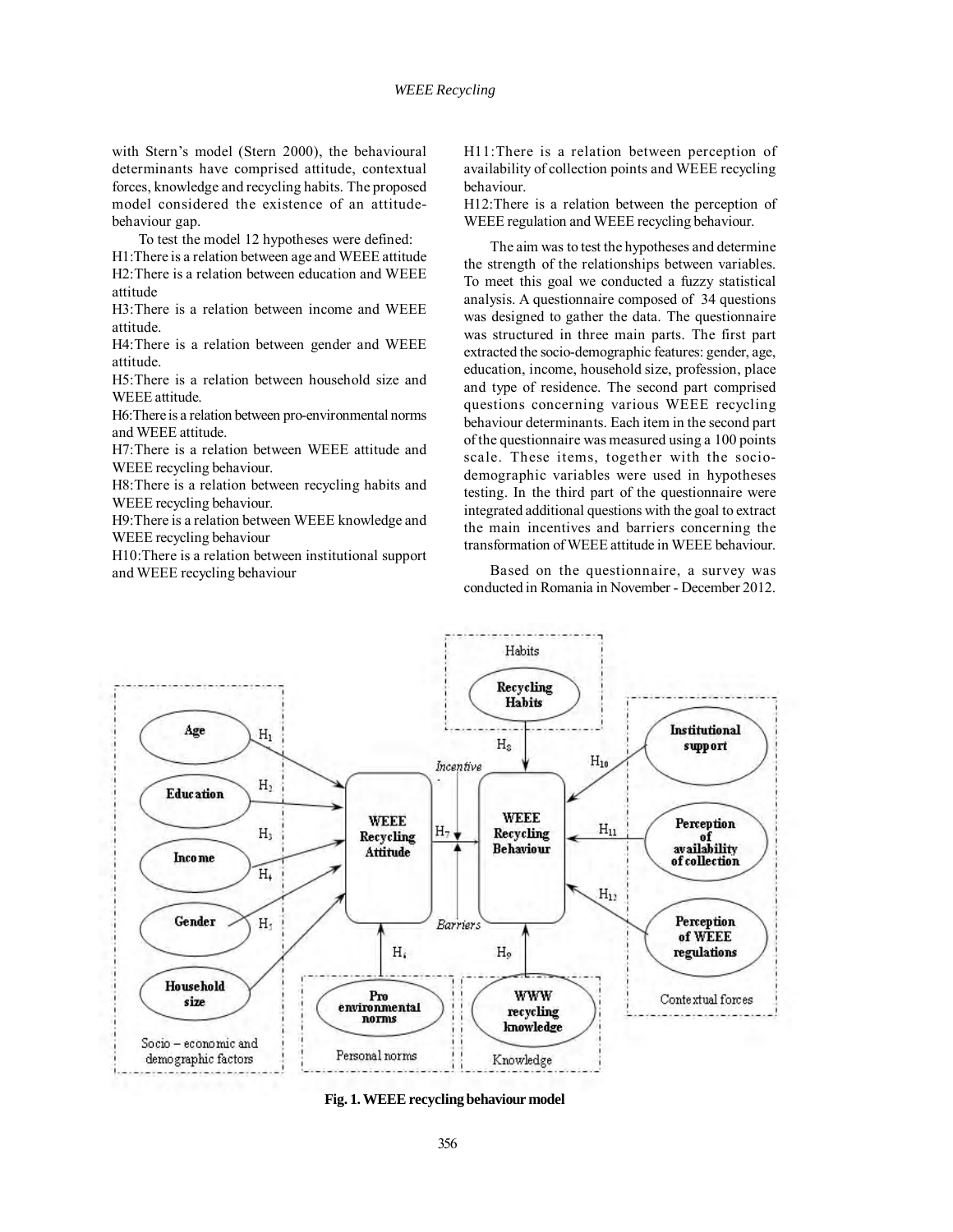with Stern's model (Stern 2000), the behavioural determinants have comprised attitude, contextual forces, knowledge and recycling habits. The proposed model considered the existence of an attitude-behaviour gap.

To test the model 12 hypotheses were defined:

H1:There is a relation between age and WEEE attitude

H2:There is a relation between education and WEEE attitude

H3:There is a relation between income and WEEE attitude.

H4:There is a relation between gender and WEEE attitude.

H5:There is a relation between household size and WEEE attitude.

H6:There is a relation between pro-environmental norms and WEEE attitude.

H7:There is a relation between WEEE attitude and WEEE recycling behaviour.

H8:There is a relation between recycling habits and WEEE recycling behaviour.

H9:There is a relation between WEEE knowledge and WEEE recycling behaviour

H10:There is a relation between institutional support and WEEE recycling behaviour

H11:There is a relation between perception of availability of collection points and WEEE recycling behaviour.

H12:There is a relation between the perception of WEEE regulation and WEEE recycling behaviour.

The aim was to test the hypotheses and determine the strength of the relationships between variables. To meet this goal we conducted a fuzzy statistical analysis. A questionnaire composed of 34 questions was designed to gather the data. The questionnaire was structured in three main parts. The first part extracted the socio-demographic features: gender, age, education, income, household size, profession, place and type of residence. The second part comprised questions concerning various WEEE recycling behaviour determinants. Each item in the second part of the questionnaire was measured using a 100 points scale. These items, together with the socio-demographic variables were used in hypotheses testing. In the third part of the questionnaire were integrated additional questions with the goal to extract the main incentives and barriers concerning the transformation of WEEE attitude in WEEE behaviour.

Based on the questionnaire, a survey was conducted in Romania in November - December 2012.

**Fig. 1. WEEE recycling behaviour model**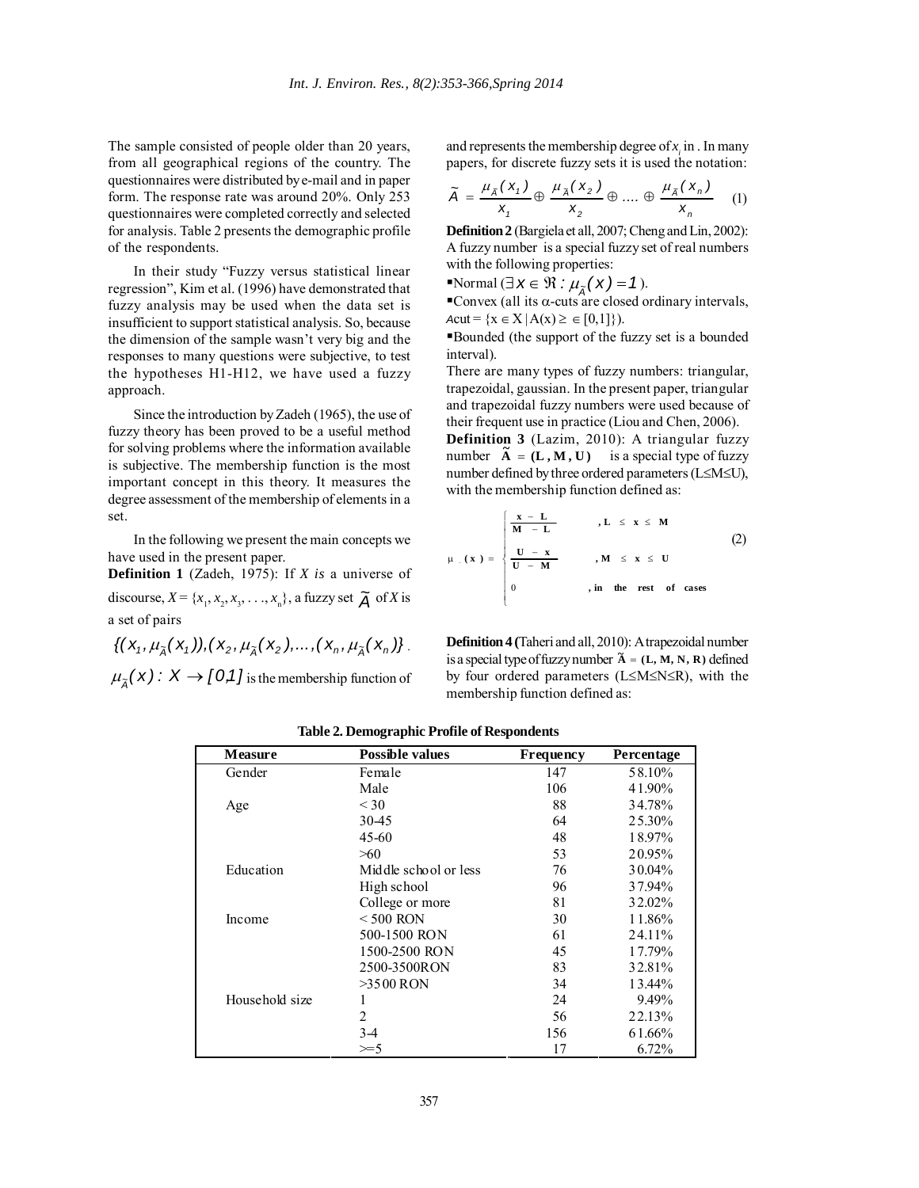The sample consisted of people older than 20 years, from all geographical regions of the country. The questionnaires were distributed by e-mail and in paper form. The response rate was around 20%. Only 253 questionnaires were completed correctly and selected for analysis. Table 2 presents the demographic profile of the respondents.

In their study "Fuzzy versus statistical linear regression", Kim et al. (1996) have demonstrated that fuzzy analysis may be used when the data set is insufficient to support statistical analysis. So, because the dimension of the sample wasn't very big and the responses to many questions were subjective, to test the hypotheses H1-H12, we have used a fuzzy approach.

Since the introduction by Zadeh (1965), the use of fuzzy theory has been proved to be a useful method for solving problems where the information available is subjective. The membership function is the most important concept in this theory. It measures the degree assessment of the membership of elements in a set.

In the following we present the main concepts we have used in the present paper.

**Definition 1** (Zadeh, 1975): If *X is* a universe of discourse, $X = \{x_1, x_2, x_3, \ldots, x_n\}$, a fuzzy set $\tilde{A}$ of *X* is a set of pairs

$\{(x_1, \mu_{\tilde{A}}(x_1)), (x_2, \mu_{\tilde{A}}(x_2), \ldots, (x_n, \mu_{\tilde{A}}(x_n)\}$.

$\mu_{\tilde{A}}(x) : X \rightarrow [0,1]$ is the membership function of and represents the membership degree of $x_i$ in . In many papers, for discrete fuzzy sets it is used the notation:

$$\tilde{A} = \frac{\mu_{\tilde{A}}(x_1)}{x_1} \oplus \frac{\mu_{\tilde{A}}(x_2)}{x_2} \oplus \ldots \oplus \frac{\mu_{\tilde{A}}(x_n)}{x_n} \quad (1)$$

**Definition 2** (Bargiela et all, 2007; Cheng and Lin, 2002): A fuzzy number is a special fuzzy set of real numbers with the following properties:

- Normal ($\exists x \in \Re : \mu_{\tilde{A}}(x) = 1$).
- Convex (all its α-cuts are closed ordinary intervals, $A\text{cut} = \{x \in X \mid A(x) \geq \in [0,1]\}$).
- Bounded (the support of the fuzzy set is a bounded interval).

There are many types of fuzzy numbers: triangular, trapezoidal, gaussian. In the present paper, triangular and trapezoidal fuzzy numbers were used because of their frequent use in practice (Liou and Chen, 2006).

**Definition 3** (Lazim, 2010): A triangular fuzzy number $\tilde{A} = (L, M, U)$ is a special type of fuzzy number defined by three ordered parameters (L≤M≤U), with the membership function defined as:

$$\mu_{\tilde{A}}(x) = \begin{cases} \frac{x - L}{M - L} & , L \leq x \leq M \\ \frac{U - x}{U - M} & , M \leq x \leq U \\ 0 & , \text{in the rest of cases} \end{cases} \quad (2)$$

**Definition 4** (Taheri and all, 2010): A trapezoidal number is a special type of fuzzy number $\tilde{A} = (L, M, N, R)$ defined by four ordered parameters (L≤M≤N≤R), with the membership function defined as:

**Table 2. Demographic Profile of Respondents**

| Measure | Possible values | Frequency | Percentage |
|---|---|---|---|
| Gender | Female | 147 | 58.10% |
| | Male | 106 | 41.90% |
| Age | < 30 | 88 | 34.78% |
| | 30-45 | 64 | 25.30% |
| | 45-60 | 48 | 18.97% |
| | >60 | 53 | 20.95% |
| Education | Middle school or less | 76 | 30.04% |
| | High school | 96 | 37.94% |
| | College or more | 81 | 32.02% |
| Income | < 500 RON | 30 | 11.86% |
| | 500-1500 RON | 61 | 24.11% |
| | 1500-2500 RON | 45 | 17.79% |
| | 2500-3500RON | 83 | 32.81% |
| | >3500 RON | 34 | 13.44% |
| Household size | 1 | 24 | 9.49% |
| | 2 | 56 | 22.13% |
| | 3-4 | 156 | 61.66% |
| | >=5 | 17 | 6.72% |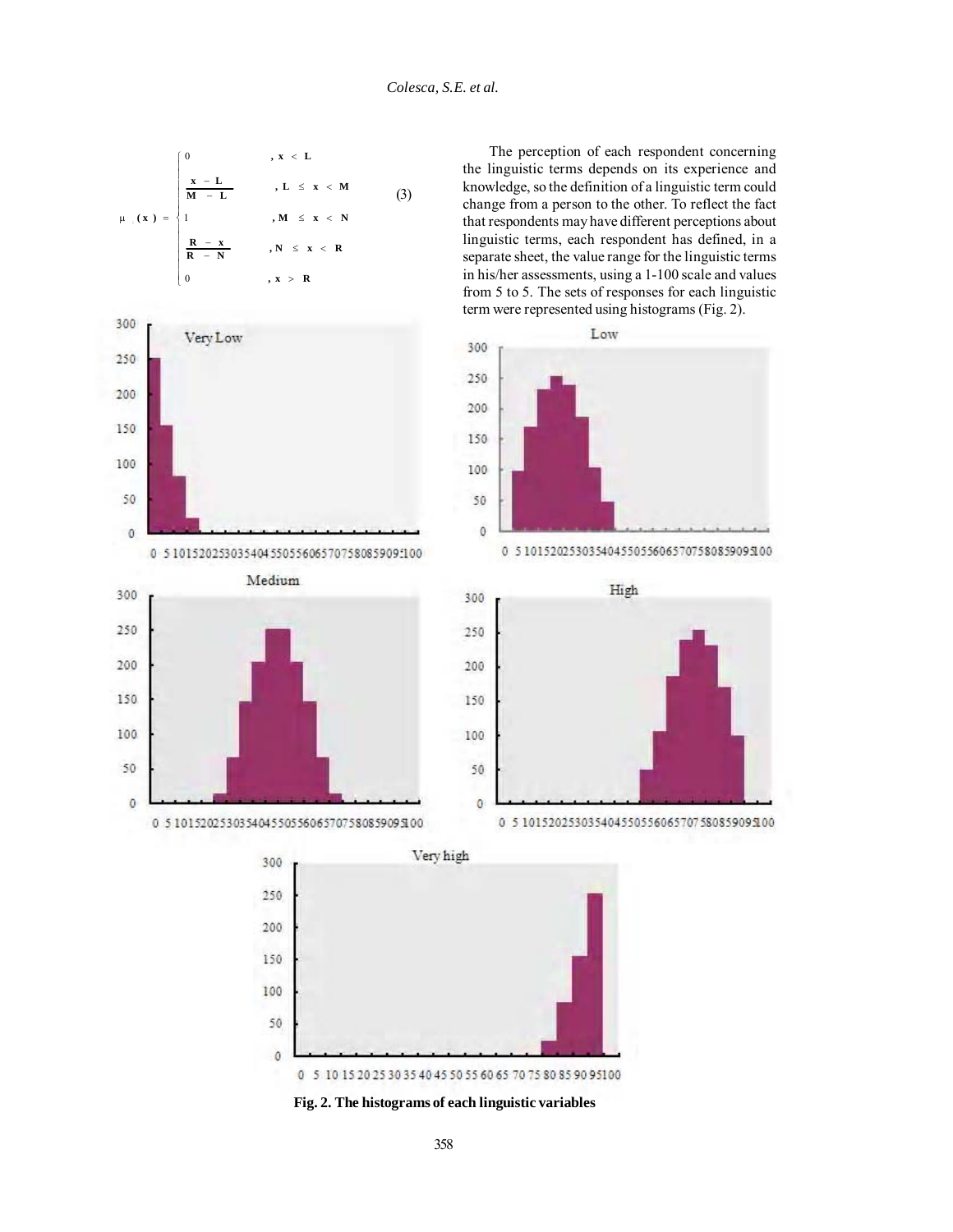$$\mu(x) = \begin{cases} 0 & , x < L \\ \dfrac{x - L}{M - L} & , L \le x < M \\ 1 & , M \le x < N \\ \dfrac{R - x}{R - N} & , N \le x < R \\ 0 & , x > R \end{cases} \quad (3)$$

The perception of each respondent concerning the linguistic terms depends on its experience and knowledge, so the definition of a linguistic term could change from a person to the other. To reflect the fact that respondents may have different perceptions about linguistic terms, each respondent has defined, in a separate sheet, the value range for the linguistic terms in his/her assessments, using a 1-100 scale and values from 5 to 5. The sets of responses for each linguistic term were represented using histograms (Fig. 2).

**Fig. 2. The histograms of each linguistic variables**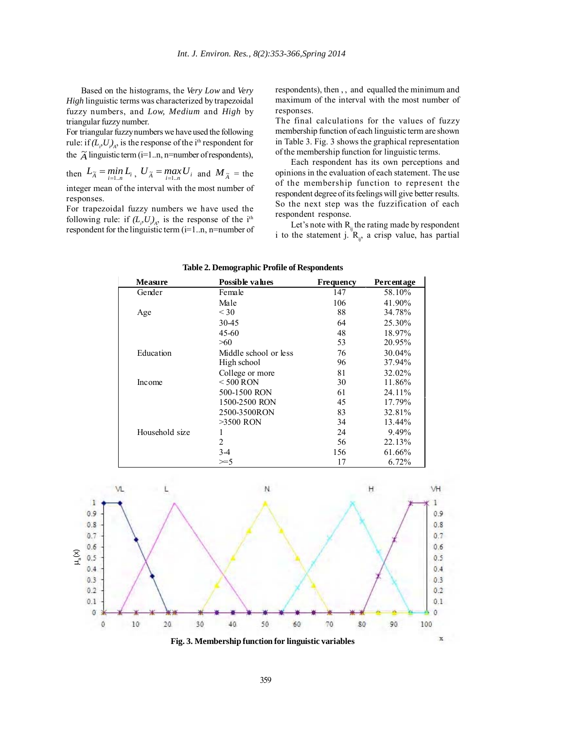Based on the histograms, the *Very Low* and *Very High* linguistic terms was characterized by trapezoidal fuzzy numbers, and *Low, Medium* and *High* by triangular fuzzy number.

For triangular fuzzy numbers we have used the following rule: if $(L_i,U_i)_A$, is the response of the i[th] respondent for the $\tilde{A}$ linguistic term (i=1..n, n=number of respondents), then $L_{\tilde{A}} = \min_{i=1..n} L_i$ , $U_{\tilde{A}} = \max_{i=1..n} U_i$ and $M_{\tilde{A}}$ = the integer mean of the interval with the most number of responses.

For trapezoidal fuzzy numbers we have used the following rule: if $(L_i,U_i)_A$, is the response of the i[th] respondent for the linguistic term (i=1..n, n=number of respondents), then , , and equalled the minimum and maximum of the interval with the most number of responses.

The final calculations for the values of fuzzy membership function of each linguistic term are shown in Table 3. Fig. 3 shows the graphical representation of the membership function for linguistic terms.

Each respondent has its own perceptions and opinions in the evaluation of each statement. The use of the membership function to represent the respondent degree of its feelings will give better results. So the next step was the fuzzification of each respondent response.

Let's note with $R_{ij}$ the rating made by respondent i to the statement j. $R_{ij}$, a crisp value, has partial

**Table 2. Demographic Profile of Respondents**

| Measure | Possible values | Frequency | Percentage |
|---|---|---|---|
| Gender | Female | 147 | 58.10% |
| | Male | 106 | 41.90% |
| Age | < 30 | 88 | 34.78% |
| | 30-45 | 64 | 25.30% |
| | 45-60 | 48 | 18.97% |
| | >60 | 53 | 20.95% |
| Education | Middle school or less | 76 | 30.04% |
| | High school | 96 | 37.94% |
| | College or more | 81 | 32.02% |
| Income | < 500 RON | 30 | 11.86% |
| | 500-1500 RON | 61 | 24.11% |
| | 1500-2500 RON | 45 | 17.79% |
| | 2500-3500RON | 83 | 32.81% |
| | >3500 RON | 34 | 13.44% |
| Household size | 1 | 24 | 9.49% |
| | 2 | 56 | 22.13% |
| | 3-4 | 156 | 61.66% |
| | >=5 | 17 | 6.72% |

**Fig. 3. Membership function for linguistic variables**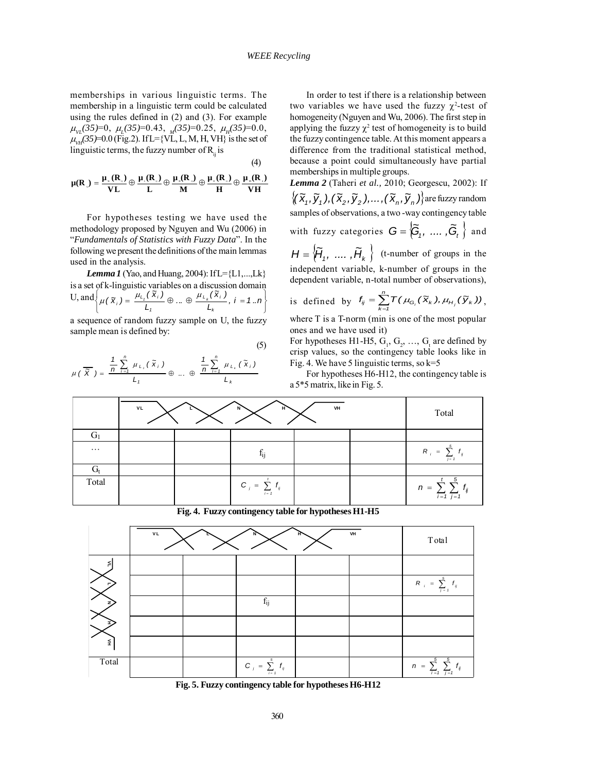memberships in various linguistic terms. The membership in a linguistic term could be calculated using the rules defined in (2) and (3). For example $\mu_{VL}(35)=0$, $\mu_{L}(35)=0.43$, $_{M}(35)=0.25$, $\mu_{H}(35)=0.0$, $\mu_{VH}(35)=0.0$ (Fig.2). If L={VL, L, M, H, VH} is the set of linguistic terms, the fuzzy number of $R_{ij}$ is

$$\mu(R_{ij}) = \frac{\mu_{VL}(R_{ij})}{VL} \oplus \frac{\mu_{L}(R_{ij})}{L} \oplus \frac{\mu_{M}(R_{ij})}{M} \oplus \frac{\mu_{H}(R_{ij})}{H} \oplus \frac{\mu_{VH}(R_{ij})}{VH} \quad (4)$$

For hypotheses testing we have used the methodology proposed by Nguyen and Wu (2006) in "*Fundamentals of Statistics with Fuzzy Data*". In the following we present the definitions of the main lemmas used in the analysis.

***Lemma 1*** (Yao, and Huang, 2004): If L={L1,...,Lk} is a set of k-linguistic variables on a discussion domain U, and $\left\{ \mu(\tilde{x}_i) = \frac{\mu_{L_1}(\tilde{x}_i)}{L_1} \oplus ... \oplus \frac{\mu_{L_k}(\tilde{x}_i)}{L_k},\ i = 1..n \right\}$ a sequence of random fuzzy sample on U, the fuzzy sample mean is defined by:

$$\mu(\overline{\tilde{X}}) = \frac{\frac{1}{n}\sum_{i=1}^{n} \mu_{L_1}(\tilde{x}_i)}{L_1} \oplus ... \oplus \frac{\frac{1}{n}\sum_{i=1}^{n} \mu_{L_k}(\tilde{x}_i)}{L_k} \quad (5)$$

In order to test if there is a relationship between two variables we have used the fuzzy $\chi^2$-test of homogeneity (Nguyen and Wu, 2006). The first step in applying the fuzzy $\chi^2$ test of homogeneity is to build the fuzzy contingence table. At this moment appears a difference from the traditional statistical method, because a point could simultaneously have partial memberships in multiple groups.

***Lemma 2*** (Taheri *et al.,* 2010; Georgescu, 2002): If $\{(\tilde{x}_1,\tilde{y}_1),(\tilde{x}_2,\tilde{y}_2),...,(\tilde{x}_n,\tilde{y}_n)\}$ are fuzzy random samples of observations, a two-way contingency table with fuzzy categories $G = \{\tilde{G}_1, ...., \tilde{G}_t\}$ and $H = \{\tilde{H}_1, ...., \tilde{H}_k\}$ (t-number of groups in the independent variable, k-number of groups in the dependent variable, n-total number of observations), is defined by $f_{ij} = \sum_{k=1}^{n} T(\mu_{G_i}(\tilde{x}_k), \mu_{H_j}(\tilde{y}_k))$, where T is a T-norm (min is one of the most popular ones and we have used it)

For hypotheses H1-H5, $G_1$, $G_2$, …, $G_t$ are defined by crisp values, so the contingency table looks like in Fig. 4. We have 5 linguistic terms, so k=5

For hypotheses H6-H12, the contingency table is a 5*5 matrix, like in Fig. 5.

| | VL | L | N | H | VH | Total |
|---|---|---|---|---|---|---|
| $G_1$ | | | | | | |
| … | | | $f_{ij}$ | | | $R_i = \sum_{j=1}^{5} f_{ij}$ |
| $G_t$ | | | | | | |
| Total | | | $C_j = \sum_{i=1}^{t} f_{ij}$ | | | $n = \sum_{i=1}^{t}\sum_{j=1}^{5} f_{ij}$ |

**Fig. 4. Fuzzy contingency table for hypotheses H1-H5**

| | VL | L | N | H | VH | Total |
|---|---|---|---|---|---|---|
| VL | | | | | | |
| L | | | | | | $R_i = \sum_{j=1}^{5} f_{ij}$ |
| N | | | $f_{ij}$ | | | |
| H | | | | | | |
| VH | | | | | | |
| Total | | | $C_j = \sum_{i=1}^{5} f_{ij}$ | | | $n = \sum_{i=1}^{5}\sum_{j=1}^{5} f_{ij}$ |

**Fig. 5. Fuzzy contingency table for hypotheses H6-H12**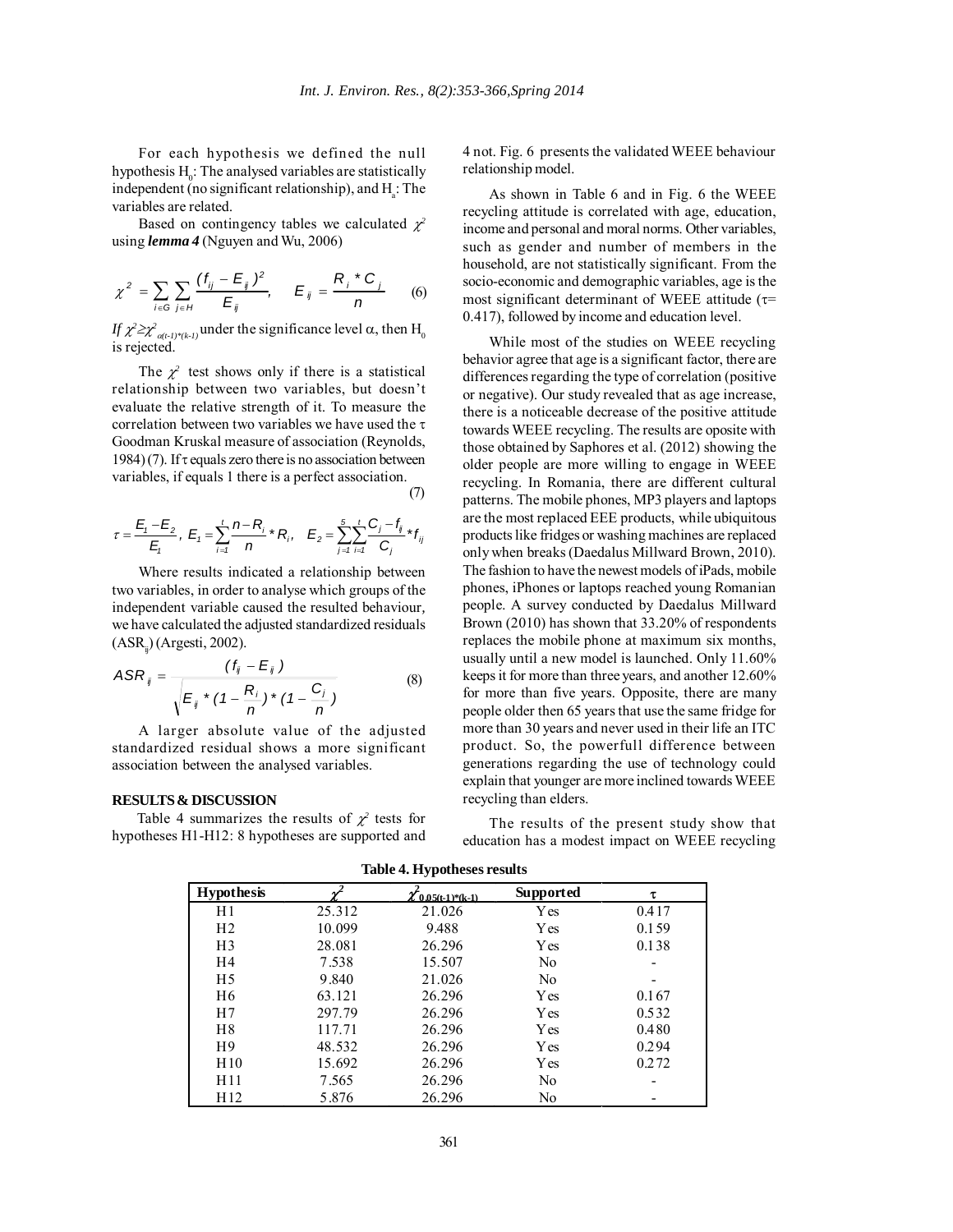For each hypothesis we defined the null hypothesis $H_0$: The analysed variables are statistically independent (no significant relationship), and $H_a$: The variables are related.

Based on contingency tables we calculated $\chi^2$ using ***lemma 4*** (Nguyen and Wu, 2006)

$$\chi^2 = \sum_{i \in G} \sum_{j \in H} \frac{(f_{ij} - E_{ij})^2}{E_{ij}}, \quad E_{ij} = \frac{R_i * C_j}{n} \tag{6}$$

*If* $\chi^2 \geq \chi^2_{\alpha(t-1)*(k-1)}$ under the significance level $\alpha$, then $H_0$ is rejected.

The $\chi^2$ test shows only if there is a statistical relationship between two variables, but doesn't evaluate the relative strength of it. To measure the correlation between two variables we have used the $\tau$ Goodman Kruskal measure of association (Reynolds, 1984) (7). If $\tau$ equals zero there is no association between variables, if equals 1 there is a perfect association.

$$\tau = \frac{E_1 - E_2}{E_1}, \; E_1 = \sum_{i=1}^{t} \frac{n - R_i}{n} * R_i, \quad E_2 = \sum_{j=1}^{5} \sum_{i=1}^{t} \frac{C_j - f_{ij}}{C_j} * f_{ij} \tag{7}$$

Where results indicated a relationship between two variables, in order to analyse which groups of the independent variable caused the resulted behaviour, we have calculated the adjusted standardized residuals ($ASR_{ij}$) (Argesti, 2002).

$$ASR_{ij} = \frac{(f_{ij} - E_{ij})}{\sqrt{E_{ij} * (1 - \frac{R_i}{n}) * (1 - \frac{C_j}{n})}} \tag{8}$$

A larger absolute value of the adjusted standardized residual shows a more significant association between the analysed variables.

## RESULTS & DISCUSSION

Table 4 summarizes the results of $\chi^2$ tests for hypotheses H1-H12: 8 hypotheses are supported and 4 not. Fig. 6 presents the validated WEEE behaviour relationship model.

As shown in Table 6 and in Fig. 6 the WEEE recycling attitude is correlated with age, education, income and personal and moral norms. Other variables, such as gender and number of members in the household, are not statistically significant. From the socio-economic and demographic variables, age is the most significant determinant of WEEE attitude ($\tau$= 0.417), followed by income and education level.

While most of the studies on WEEE recycling behavior agree that age is a significant factor, there are differences regarding the type of correlation (positive or negative). Our study revealed that as age increase, there is a noticeable decrease of the positive attitude towards WEEE recycling. The results are oposite with those obtained by Saphores et al. (2012) showing the older people are more willing to engage in WEEE recycling. In Romania, there are different cultural patterns. The mobile phones, MP3 players and laptops are the most replaced EEE products, while ubiquitous products like fridges or washing machines are replaced only when breaks (Daedalus Millward Brown, 2010). The fashion to have the newest models of iPads, mobile phones, iPhones or laptops reached young Romanian people. A survey conducted by Daedalus Millward Brown (2010) has shown that 33.20% of respondents replaces the mobile phone at maximum six months, usually until a new model is launched. Only 11.60% keeps it for more than three years, and another 12.60% for more than five years. Opposite, there are many people older then 65 years that use the same fridge for more than 30 years and never used in their life an ITC product. So, the powerfull difference between generations regarding the use of technology could explain that younger are more inclined towards WEEE recycling than elders.

The results of the present study show that education has a modest impact on WEEE recycling

**Table 4. Hypotheses results**

| Hypothesis | $\chi^2$ | $\chi^2_{0.05(t-1)*(k-1)}$ | Supported | $\tau$ |
|---|---|---|---|---|
| H1 | 25.312 | 21.026 | Yes | 0.417 |
| H2 | 10.099 | 9.488 | Yes | 0.159 |
| H3 | 28.081 | 26.296 | Yes | 0.138 |
| H4 | 7.538 | 15.507 | No | - |
| H5 | 9.840 | 21.026 | No | - |
| H6 | 63.121 | 26.296 | Yes | 0.167 |
| H7 | 297.79 | 26.296 | Yes | 0.532 |
| H8 | 117.71 | 26.296 | Yes | 0.480 |
| H9 | 48.532 | 26.296 | Yes | 0.294 |
| H10 | 15.692 | 26.296 | Yes | 0.272 |
| H11 | 7.565 | 26.296 | No | - |
| H12 | 5.876 | 26.296 | No | - |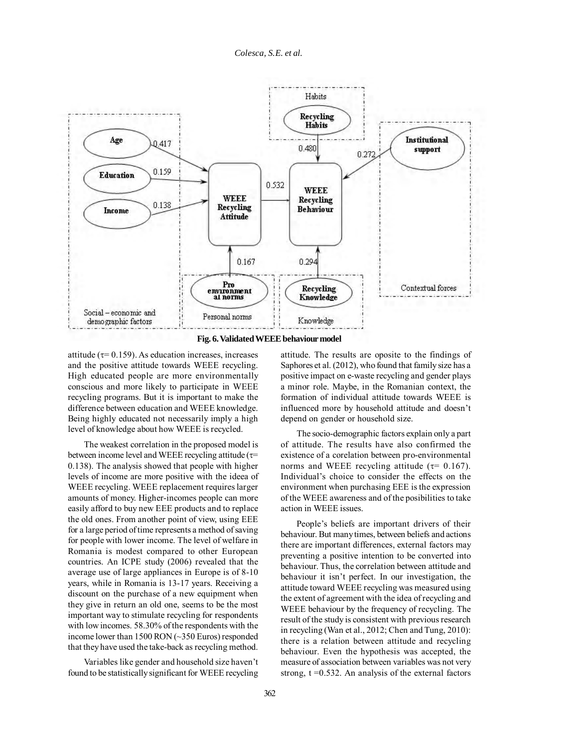**Fig. 6. Validated WEEE behaviour model**

attitude ($\tau$= 0.159). As education increases, increases and the positive attitude towards WEEE recycling. High educated people are more environmentally conscious and more likely to participate in WEEE recycling programs. But it is important to make the difference between education and WEEE knowledge. Being highly educated not necessarily imply a high level of knowledge about how WEEE is recycled.

The weakest correlation in the proposed model is between income level and WEEE recycling attitude ($\tau$= 0.138). The analysis showed that people with higher levels of income are more positive with the ideea of WEEE recycling. WEEE replacement requires larger amounts of money. Higher-incomes people can more easily afford to buy new EEE products and to replace the old ones. From another point of view, using EEE for a large period of time represents a method of saving for people with lower income. The level of welfare in Romania is modest compared to other European countries. An ICPE study (2006) revealed that the average use of large appliances in Europe is of 8-10 years, while in Romania is 13-17 years. Receiving a discount on the purchase of a new equipment when they give in return an old one, seems to be the most important way to stimulate recycling for respondents with low incomes. 58.30% of the respondents with the income lower than 1500 RON (~350 Euros) responded that they have used the take-back as recycling method.

Variables like gender and household size haven't found to be statistically significant for WEEE recycling attitude. The results are oposite to the findings of Saphores et al. (2012), who found that family size has a positive impact on e-waste recycling and gender plays a minor role. Maybe, in the Romanian context, the formation of individual attitude towards WEEE is influenced more by household attitude and doesn't depend on gender or household size.

The socio-demographic factors explain only a part of attitude. The results have also confirmed the existence of a corelation between pro-environmental norms and WEEE recycling attitude ($\tau$= 0.167). Individual's choice to consider the effects on the environment when purchasing EEE is the expression of the WEEE awareness and of the posibilities to take action in WEEE issues.

People's beliefs are important drivers of their behaviour. But many times, between beliefs and actions there are important differences, external factors may preventing a positive intention to be converted into behaviour. Thus, the correlation between attitude and behaviour it isn't perfect. In our investigation, the attitude toward WEEE recycling was measured using the extent of agreement with the idea of recycling and WEEE behaviour by the frequency of recycling. The result of the study is consistent with previous research in recycling (Wan et al., 2012; Chen and Tung, 2010): there is a relation between attitude and recycling behaviour. Even the hypothesis was accepted, the measure of association between variables was not very strong, t =0.532. An analysis of the external factors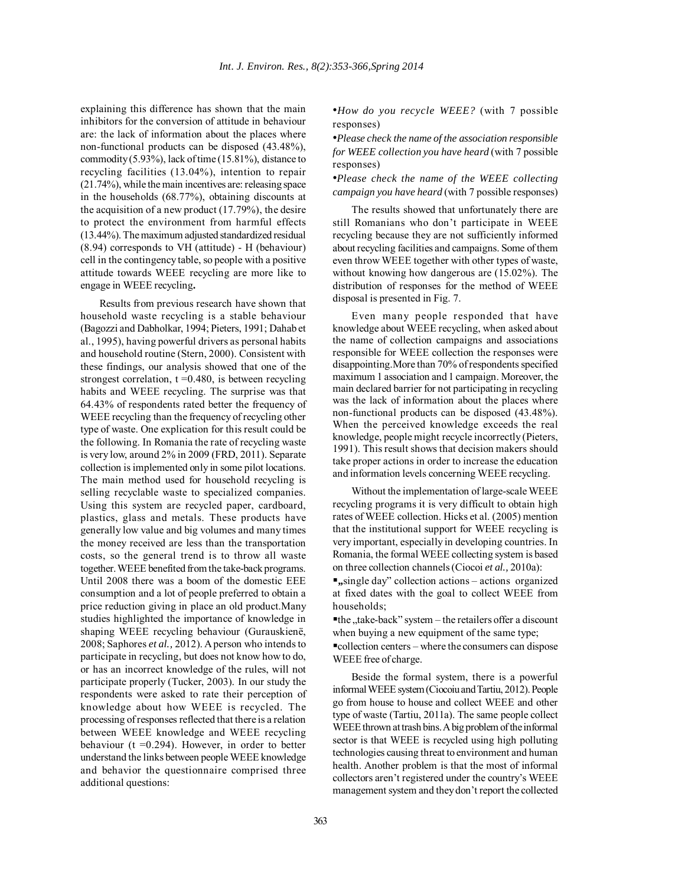explaining this difference has shown that the main inhibitors for the conversion of attitude in behaviour are: the lack of information about the places where non-functional products can be disposed (43.48%), commodity (5.93%), lack of time (15.81%), distance to recycling facilities (13.04%), intention to repair (21.74%), while the main incentives are: releasing space in the households (68.77%), obtaining discounts at the acquisition of a new product (17.79%), the desire to protect the environment from harmful effects (13.44%). The maximum adjusted standardized residual (8.94) corresponds to VH (attitude) - H (behaviour) cell in the contingency table, so people with a positive attitude towards WEEE recycling are more like to engage in WEEE recycling**.**

Results from previous research have shown that household waste recycling is a stable behaviour (Bagozzi and Dabholkar, 1994; Pieters, 1991; Dahab et al., 1995), having powerful drivers as personal habits and household routine (Stern, 2000). Consistent with these findings, our analysis showed that one of the strongest correlation, t =0.480, is between recycling habits and WEEE recycling. The surprise was that 64.43% of respondents rated better the frequency of WEEE recycling than the frequency of recycling other type of waste. One explication for this result could be the following. In Romania the rate of recycling waste is very low, around 2% in 2009 (FRD, 2011). Separate collection is implemented only in some pilot locations. The main method used for household recycling is selling recyclable waste to specialized companies. Using this system are recycled paper, cardboard, plastics, glass and metals. These products have generally low value and big volumes and many times the money received are less than the transportation costs, so the general trend is to throw all waste together. WEEE benefited from the take-back programs. Until 2008 there was a boom of the domestic EEE consumption and a lot of people preferred to obtain a price reduction giving in place an old product.Many studies highlighted the importance of knowledge in shaping WEEE recycling behaviour (Gurauskienë, 2008; Saphores *et al.,* 2012). A person who intends to participate in recycling, but does not know how to do, or has an incorrect knowledge of the rules, will not participate properly (Tucker, 2003). In our study the respondents were asked to rate their perception of knowledge about how WEEE is recycled. The processing of responses reflected that there is a relation between WEEE knowledge and WEEE recycling behaviour (t =0.294). However, in order to better understand the links between people WEEE knowledge and behavior the questionnaire comprised three additional questions:

- *How do you recycle WEEE?* (with 7 possible responses)
- *Please check the name of the association responsible for WEEE collection you have heard* (with 7 possible responses)
- *Please check the name of the WEEE collecting campaign you have heard* (with 7 possible responses)

The results showed that unfortunately there are still Romanians who don't participate in WEEE recycling because they are not sufficiently informed about recycling facilities and campaigns. Some of them even throw WEEE together with other types of waste, without knowing how dangerous are (15.02%). The distribution of responses for the method of WEEE disposal is presented in Fig. 7.

Even many people responded that have knowledge about WEEE recycling, when asked about the name of collection campaigns and associations responsible for WEEE collection the responses were disappointing.More than 70% of respondents specified maximum 1 association and 1 campaign. Moreover, the main declared barrier for not participating in recycling was the lack of information about the places where non-functional products can be disposed (43.48%). When the perceived knowledge exceeds the real knowledge, people might recycle incorrectly (Pieters, 1991). This result shows that decision makers should take proper actions in order to increase the education and information levels concerning WEEE recycling.

Without the implementation of large-scale WEEE recycling programs it is very difficult to obtain high rates of WEEE collection. Hicks et al. (2005) mention that the institutional support for WEEE recycling is very important, especially in developing countries. In Romania, the formal WEEE collecting system is based on three collection channels (Ciocoi *et al.,* 2010a):

- „single day" collection actions – actions organized at fixed dates with the goal to collect WEEE from households;
- the „take-back" system – the retailers offer a discount when buying a new equipment of the same type;
- collection centers – where the consumers can dispose WEEE free of charge.

Beside the formal system, there is a powerful informal WEEE system (Ciocoiu and Tartiu, 2012). People go from house to house and collect WEEE and other type of waste (Tartiu, 2011a). The same people collect WEEE thrown at trash bins. A big problem of the informal sector is that WEEE is recycled using high polluting technologies causing threat to environment and human health. Another problem is that the most of informal collectors aren't registered under the country's WEEE management system and they don't report the collected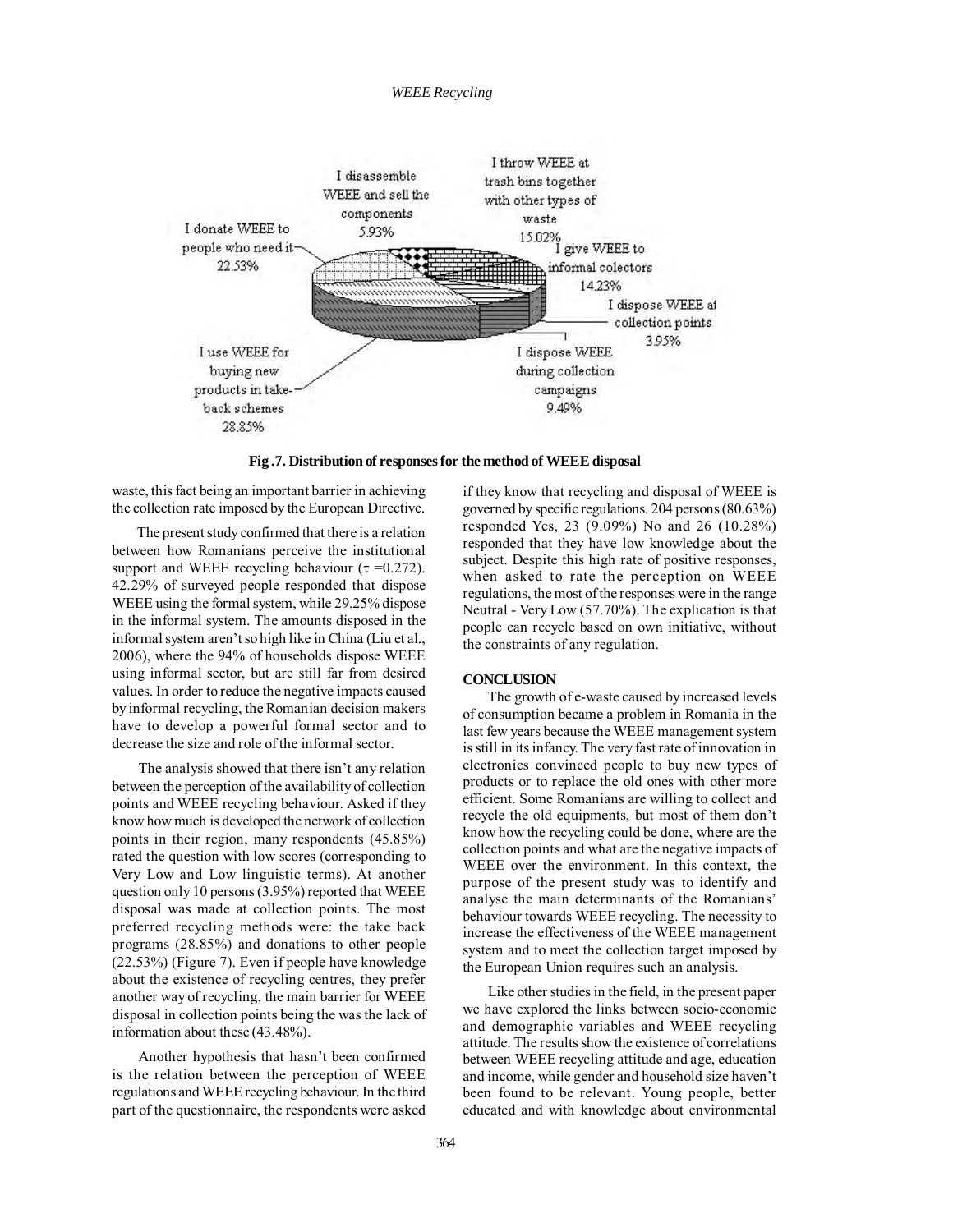Fig .7. Distribution of responses for the method of WEEE disposal

waste, this fact being an important barrier in achieving the collection rate imposed by the European Directive.

The present study confirmed that there is a relation between how Romanians perceive the institutional support and WEEE recycling behaviour ($\tau$ =0.272). 42.29% of surveyed people responded that dispose WEEE using the formal system, while 29.25% dispose in the informal system. The amounts disposed in the informal system aren't so high like in China (Liu et al., 2006), where the 94% of households dispose WEEE using informal sector, but are still far from desired values. In order to reduce the negative impacts caused by informal recycling, the Romanian decision makers have to develop a powerful formal sector and to decrease the size and role of the informal sector.

The analysis showed that there isn't any relation between the perception of the availability of collection points and WEEE recycling behaviour. Asked if they know how much is developed the network of collection points in their region, many respondents (45.85%) rated the question with low scores (corresponding to Very Low and Low linguistic terms). At another question only 10 persons (3.95%) reported that WEEE disposal was made at collection points. The most preferred recycling methods were: the take back programs (28.85%) and donations to other people (22.53%) (Figure 7). Even if people have knowledge about the existence of recycling centres, they prefer another way of recycling, the main barrier for WEEE disposal in collection points being the was the lack of information about these (43.48%).

Another hypothesis that hasn't been confirmed is the relation between the perception of WEEE regulations and WEEE recycling behaviour. In the third part of the questionnaire, the respondents were asked if they know that recycling and disposal of WEEE is governed by specific regulations. 204 persons (80.63%) responded Yes, 23 (9.09%) No and 26 (10.28%) responded that they have low knowledge about the subject. Despite this high rate of positive responses, when asked to rate the perception on WEEE regulations, the most of the responses were in the range Neutral - Very Low (57.70%). The explication is that people can recycle based on own initiative, without the constraints of any regulation.

## CONCLUSION

The growth of e-waste caused by increased levels of consumption became a problem in Romania in the last few years because the WEEE management system is still in its infancy. The very fast rate of innovation in electronics convinced people to buy new types of products or to replace the old ones with other more efficient. Some Romanians are willing to collect and recycle the old equipments, but most of them don't know how the recycling could be done, where are the collection points and what are the negative impacts of WEEE over the environment. In this context, the purpose of the present study was to identify and analyse the main determinants of the Romanians' behaviour towards WEEE recycling. The necessity to increase the effectiveness of the WEEE management system and to meet the collection target imposed by the European Union requires such an analysis.

Like other studies in the field, in the present paper we have explored the links between socio-economic and demographic variables and WEEE recycling attitude. The results show the existence of correlations between WEEE recycling attitude and age, education and income, while gender and household size haven't been found to be relevant. Young people, better educated and with knowledge about environmental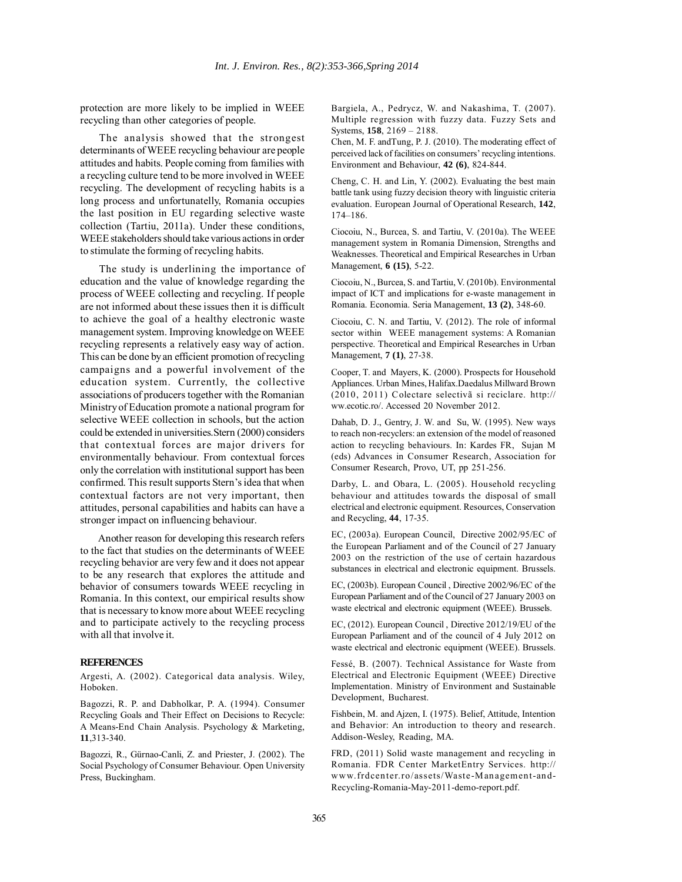protection are more likely to be implied in WEEE recycling than other categories of people.

The analysis showed that the strongest determinants of WEEE recycling behaviour are people attitudes and habits. People coming from families with a recycling culture tend to be more involved in WEEE recycling. The development of recycling habits is a long process and unfortunatelly, Romania occupies the last position in EU regarding selective waste collection (Tartiu, 2011a). Under these conditions, WEEE stakeholders should take various actions in order to stimulate the forming of recycling habits.

The study is underlining the importance of education and the value of knowledge regarding the process of WEEE collecting and recycling. If people are not informed about these issues then it is difficult to achieve the goal of a healthy electronic waste management system. Improving knowledge on WEEE recycling represents a relatively easy way of action. This can be done by an efficient promotion of recycling campaigns and a powerful involvement of the education system. Currently, the collective associations of producers together with the Romanian Ministry of Education promote a national program for selective WEEE collection in schools, but the action could be extended in universities.Stern (2000) considers that contextual forces are major drivers for environmentally behaviour. From contextual forces only the correlation with institutional support has been confirmed. This result supports Stern's idea that when contextual factors are not very important, then attitudes, personal capabilities and habits can have a stronger impact on influencing behaviour.

Another reason for developing this research refers to the fact that studies on the determinants of WEEE recycling behavior are very few and it does not appear to be any research that explores the attitude and behavior of consumers towards WEEE recycling in Romania. In this context, our empirical results show that is necessary to know more about WEEE recycling and to participate actively to the recycling process with all that involve it.

## REFERENCES

Argesti, A. (2002). Categorical data analysis. Wiley, Hoboken.

Bagozzi, R. P. and Dabholkar, P. A. (1994). Consumer Recycling Goals and Their Effect on Decisions to Recycle: A Means-End Chain Analysis. Psychology & Marketing, **11**,313-340.

Bagozzi, R., Gürnao-Canli, Z. and Priester, J. (2002). The Social Psychology of Consumer Behaviour. Open University Press, Buckingham.

Bargiela, A., Pedrycz, W. and Nakashima, T. (2007). Multiple regression with fuzzy data. Fuzzy Sets and Systems, **158**, 2169 – 2188.

Chen, M. F. andTung, P. J. (2010). The moderating effect of perceived lack of facilities on consumers' recycling intentions. Environment and Behaviour, **42 (6)**, 824-844.

Cheng, C. H. and Lin, Y. (2002). Evaluating the best main battle tank using fuzzy decision theory with linguistic criteria evaluation. European Journal of Operational Research, **142**, 174–186.

Ciocoiu, N., Burcea, S. and Tartiu, V. (2010a). The WEEE management system in Romania Dimension, Strengths and Weaknesses. Theoretical and Empirical Researches in Urban Management, **6 (15)**, 5-22.

Ciocoiu, N., Burcea, S. and Tartiu, V. (2010b). Environmental impact of ICT and implications for e-waste management in Romania. Economia. Seria Management, **13 (2)**, 348-60.

Ciocoiu, C. N. and Tartiu, V. (2012). The role of informal sector within WEEE management systems: A Romanian perspective. Theoretical and Empirical Researches in Urban Management, **7 (1)**, 27-38.

Cooper, T. and Mayers, K. (2000). Prospects for Household Appliances. Urban Mines, Halifax.Daedalus Millward Brown (2010, 2011) Colectare selectivă si reciclare. http://ww.ecotic.ro/. Accessed 20 November 2012.

Dahab, D. J., Gentry, J. W. and Su, W. (1995). New ways to reach non-recyclers: an extension of the model of reasoned action to recycling behaviours. In: Kardes FR, Sujan M (eds) Advances in Consumer Research, Association for Consumer Research, Provo, UT, pp 251-256.

Darby, L. and Obara, L. (2005). Household recycling behaviour and attitudes towards the disposal of small electrical and electronic equipment. Resources, Conservation and Recycling, **44**, 17-35.

EC, (2003a). European Council, Directive 2002/95/EC of the European Parliament and of the Council of 27 January 2003 on the restriction of the use of certain hazardous substances in electrical and electronic equipment. Brussels.

EC, (2003b). European Council , Directive 2002/96/EC of the European Parliament and of the Council of 27 January 2003 on waste electrical and electronic equipment (WEEE). Brussels.

EC, (2012). European Council , Directive 2012/19/EU of the European Parliament and of the council of 4 July 2012 on waste electrical and electronic equipment (WEEE). Brussels.

Fessé, B. (2007). Technical Assistance for Waste from Electrical and Electronic Equipment (WEEE) Directive Implementation. Ministry of Environment and Sustainable Development, Bucharest.

Fishbein, M. and Ajzen, I. (1975). Belief, Attitude, Intention and Behavior: An introduction to theory and research. Addison-Wesley, Reading, MA.

FRD, (2011) Solid waste management and recycling in Romania. FDR Center MarketEntry Services. http://www.frdcenter.ro/assets/Waste-Management-and-Recycling-Romania-May-2011-demo-report.pdf.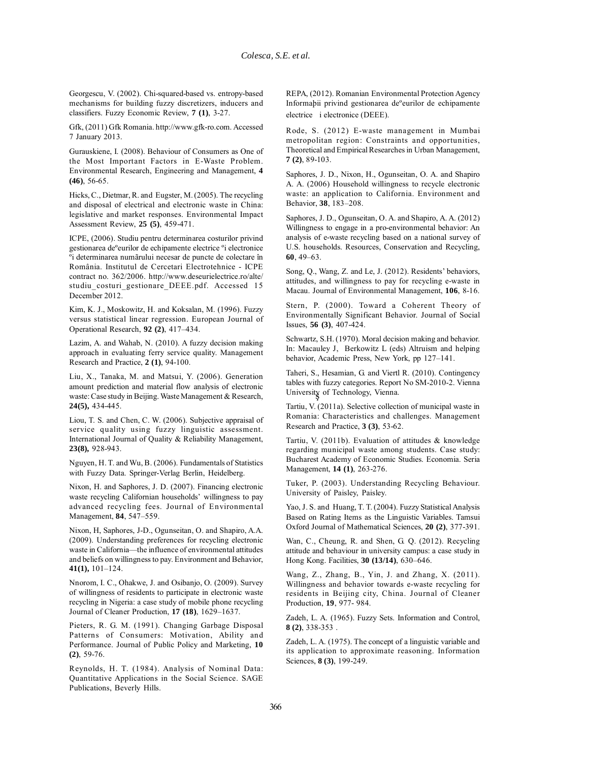Georgescu, V. (2002). Chi-squared-based vs. entropy-based mechanisms for building fuzzy discretizers, inducers and classifiers. Fuzzy Economic Review, **7 (1)**, 3-27.

Gfk, (2011) Gfk Romania. http://www.gfk-ro.com. Accessed 7 January 2013.

Gurauskiene, I. (2008). Behaviour of Consumers as One of the Most Important Factors in E-Waste Problem. Environmental Research, Engineering and Management, **4 (46)**, 56-65.

Hicks, C., Dietmar, R. and Eugster, M. (2005). The recycling and disposal of electrical and electronic waste in China: legislative and market responses. Environmental Impact Assessment Review, **25 (5)**, 459-471.

ICPE, (2006). Studiu pentru determinarea costurilor privind gestionarea deºeurilor de echipamente electrice ºi electronice ºi determinarea numărului necesar de puncte de colectare în România. Institutul de Cercetari Electrotehnice - ICPE contract no. 362/2006. http://www.deseurielectrice.ro/alte/studiu_costuri_gestionare_DEEE.pdf. Accessed 15 December 2012.

Kim, K. J., Moskowitz, H. and Koksalan, M. (1996). Fuzzy versus statistical linear regression. European Journal of Operational Research, **92 (2)**, 417–434.

Lazim, A. and Wahab, N. (2010). A fuzzy decision making approach in evaluating ferry service quality. Management Research and Practice, **2 (1)**, 94-100.

Liu, X., Tanaka, M. and Matsui, Y. (2006). Generation amount prediction and material flow analysis of electronic waste: Case study in Beijing. Waste Management & Research, **24(5),** 434-445.

Liou, T. S. and Chen, C. W. (2006). Subjective appraisal of service quality using fuzzy linguistic assessment. International Journal of Quality & Reliability Management, **23(8),** 928-943.

Nguyen, H. T. and Wu, B. (2006). Fundamentals of Statistics with Fuzzy Data. Springer-Verlag Berlin, Heidelberg.

Nixon, H. and Saphores, J. D. (2007). Financing electronic waste recycling Californian households' willingness to pay advanced recycling fees. Journal of Environmental Management, **84**, 547–559.

Nixon, H, Saphores, J-D., Ogunseitan, O. and Shapiro, A.A. (2009). Understanding preferences for recycling electronic waste in California—the influence of environmental attitudes and beliefs on willingness to pay. Environment and Behavior, **41(1),** 101–124.

Nnorom, I. C., Ohakwe, J. and Osibanjo, O. (2009). Survey of willingness of residents to participate in electronic waste recycling in Nigeria: a case study of mobile phone recycling Journal of Cleaner Production, **17 (18)**, 1629–1637.

Pieters, R. G. M. (1991). Changing Garbage Disposal Patterns of Consumers: Motivation, Ability and Performance. Journal of Public Policy and Marketing, **10 (2)**, 59-76.

Reynolds, H. T. (1984). Analysis of Nominal Data: Quantitative Applications in the Social Science. SAGE Publications, Beverly Hills.

REPA, (2012). Romanian Environmental Protection Agency Informaþii privind gestionarea deºeurilor de echipamente electrice i electronice (DEEE).

Rode, S. (2012) E-waste management in Mumbai metropolitan region: Constraints and opportunities, Theoretical and Empirical Researches in Urban Management, **7 (2)**, 89-103.

Saphores, J. D., Nixon, H., Ogunseitan, O. A. and Shapiro A. A. (2006) Household willingness to recycle electronic waste: an application to California. Environment and Behavior, **38**, 183–208.

Saphores, J. D., Ogunseitan, O. A. and Shapiro, A. A. (2012) Willingness to engage in a pro-environmental behavior: An analysis of e-waste recycling based on a national survey of U.S. households. Resources, Conservation and Recycling, **60**, 49–63.

Song, Q., Wang, Z. and Le, J. (2012). Residents' behaviors, attitudes, and willingness to pay for recycling e-waste in Macau. Journal of Environmental Management, **106**, 8-16.

Stern, P. (2000). Toward a Coherent Theory of Environmentally Significant Behavior. Journal of Social Issues, **56 (3)**, 407-424.

Schwartz, S.H. (1970). Moral decision making and behavior. In: Macauley J, Berkowitz L (eds) Altruism and helping behavior, Academic Press, New York, pp 127–141.

Taheri, S., Hesamian, G. and Viertl R. (2010). Contingency tables with fuzzy categories. Report No SM-2010-2. Vienna University of Technology, Vienna.

Tartiu, V. (2011a). Selective collection of municipal waste in Romania: Characteristics and challenges. Management Research and Practice, **3 (3)**, 53-62.

Tartiu, V. (2011b). Evaluation of attitudes & knowledge regarding municipal waste among students. Case study: Bucharest Academy of Economic Studies. Economia. Seria Management, **14 (1)**, 263-276.

Tuker, P. (2003). Understanding Recycling Behaviour. University of Paisley, Paisley.

Yao, J. S. and Huang, T. T. (2004). Fuzzy Statistical Analysis Based on Rating Items as the Linguistic Variables. Tamsui Oxford Journal of Mathematical Sciences, **20 (2)**, 377-391.

Wan, C., Cheung, R. and Shen, G. Q. (2012). Recycling attitude and behaviour in university campus: a case study in Hong Kong. Facilities, **30 (13/14)**, 630–646.

Wang, Z., Zhang, B., Yin, J. and Zhang, X. (2011). Willingness and behavior towards e-waste recycling for residents in Beijing city, China. Journal of Cleaner Production, **19**, 977- 984.

Zadeh, L. A. (1965). Fuzzy Sets. Information and Control, **8 (2)**, 338-353 .

Zadeh, L. A. (1975). The concept of a linguistic variable and its application to approximate reasoning. Information Sciences, **8 (3)**, 199-249.